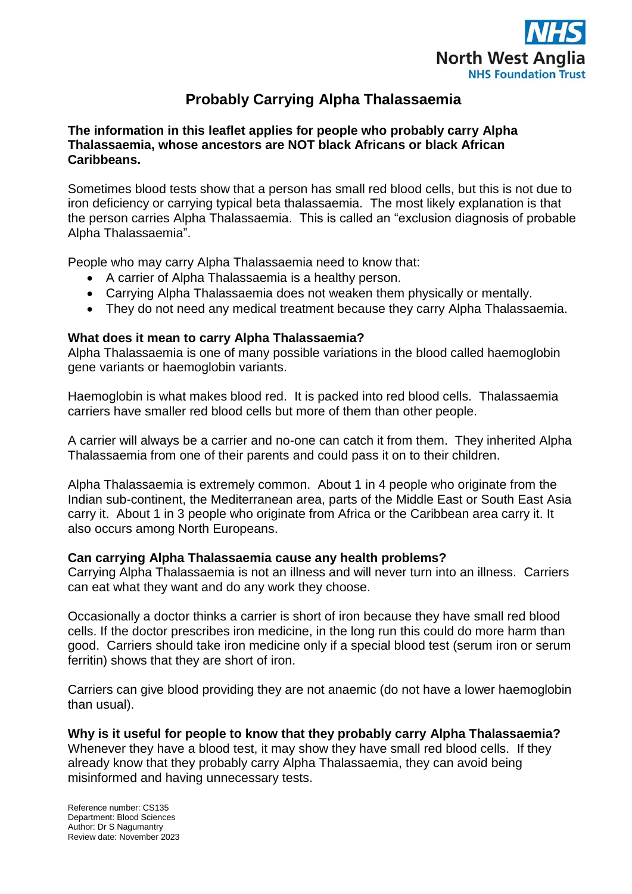# Probably Carrying Alpha Thalassaemia

**The information in this leaflet applies for people who probably carry Alpha Thalassaemia, whose ancestors are NOT black Africans or black African Caribbeans.**

Sometimes blood tests show that a person has small red blood cells, but this is not due to iron deficiency or carrying typical beta thalassaemia. The most likely explanation is that the person carries Alpha Thalassaemia. This is called an "exclusion diagnosis of probable Alpha Thalassaemia".

People who may carry Alpha Thalassaemia need to know that:

- A carrier of Alpha Thalassaemia is a healthy person.
- Carrying Alpha Thalassaemia does not weaken them physically or mentally.
- They do not need any medical treatment because they carry Alpha Thalassaemia.

### What does it mean to carry Alpha Thalassaemia?

Alpha Thalassaemia is one of many possible variations in the blood called haemoglobin gene variants or haemoglobin variants.

Haemoglobin is what makes blood red. It is packed into red blood cells. Thalassaemia carriers have smaller red blood cells but more of them than other people.

A carrier will always be a carrier and no-one can catch it from them. They inherited Alpha Thalassaemia from one of their parents and could pass it on to their children.

Alpha Thalassaemia is extremely common. About 1 in 4 people who originate from the Indian sub-continent, the Mediterranean area, parts of the Middle East or South East Asia carry it. About 1 in 3 people who originate from Africa or the Caribbean area carry it. It also occurs among North Europeans.

### Can carrying Alpha Thalassaemia cause any health problems?

Carrying Alpha Thalassaemia is not an illness and will never turn into an illness. Carriers can eat what they want and do any work they choose.

Occasionally a doctor thinks a carrier is short of iron because they have small red blood cells. If the doctor prescribes iron medicine, in the long run this could do more harm than good. Carriers should take iron medicine only if a special blood test (serum iron or serum ferritin) shows that they are short of iron.

Carriers can give blood providing they are not anaemic (do not have a lower haemoglobin than usual).

### Why is it useful for people to know that they probably carry Alpha Thalassaemia?

Whenever they have a blood test, it may show they have small red blood cells. If they already know that they probably carry Alpha Thalassaemia, they can avoid being misinformed and having unnecessary tests.

Reference number: CS135
Department: Blood Sciences
Author: Dr S Nagumantry
Review date: November 2023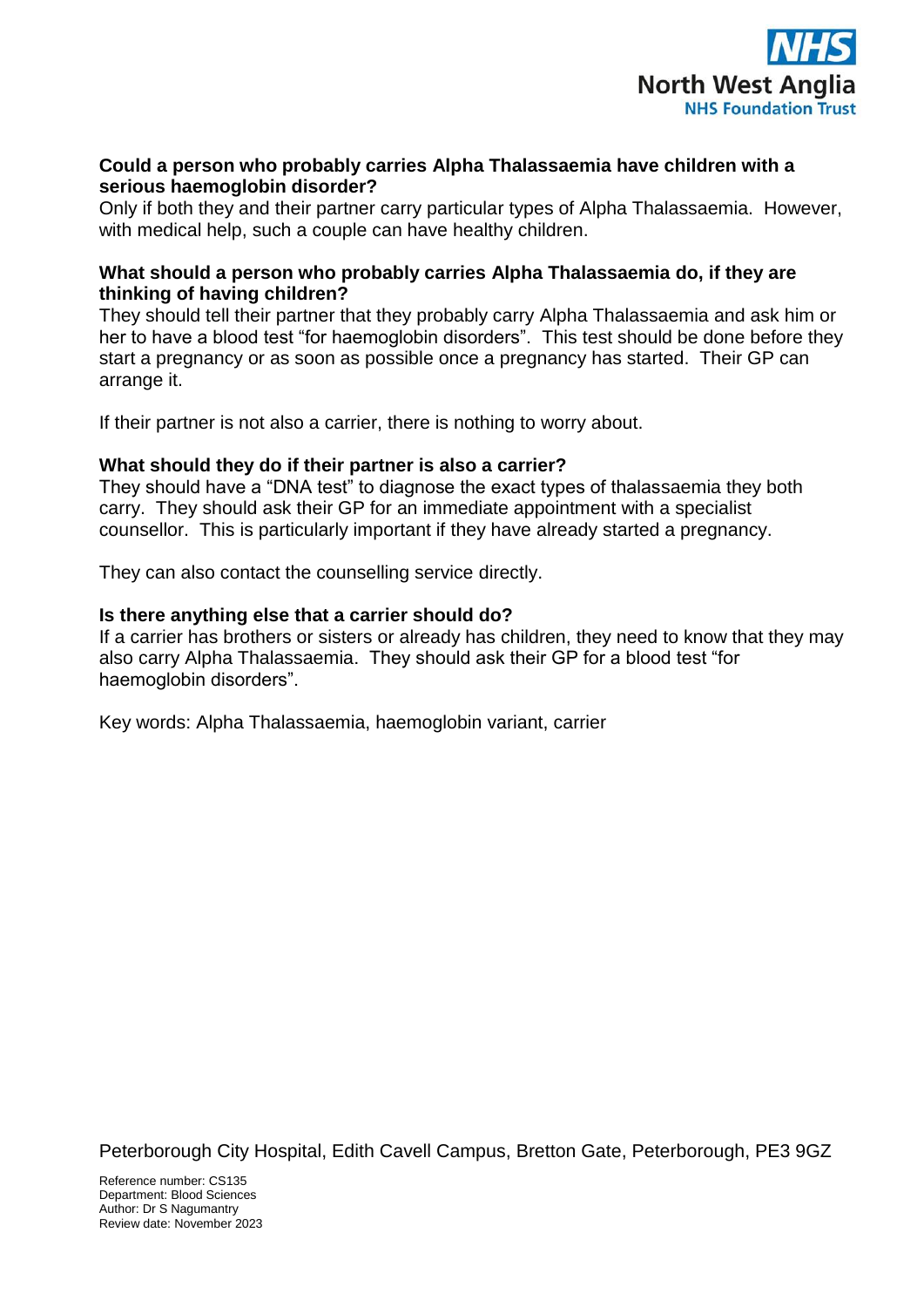**Could a person who probably carries Alpha Thalassaemia have children with a serious haemoglobin disorder?**

Only if both they and their partner carry particular types of Alpha Thalassaemia. However, with medical help, such a couple can have healthy children.

**What should a person who probably carries Alpha Thalassaemia do, if they are thinking of having children?**

They should tell their partner that they probably carry Alpha Thalassaemia and ask him or her to have a blood test "for haemoglobin disorders". This test should be done before they start a pregnancy or as soon as possible once a pregnancy has started. Their GP can arrange it.

If their partner is not also a carrier, there is nothing to worry about.

**What should they do if their partner is also a carrier?**

They should have a "DNA test" to diagnose the exact types of thalassaemia they both carry. They should ask their GP for an immediate appointment with a specialist counsellor. This is particularly important if they have already started a pregnancy.

They can also contact the counselling service directly.

**Is there anything else that a carrier should do?**

If a carrier has brothers or sisters or already has children, they need to know that they may also carry Alpha Thalassaemia. They should ask their GP for a blood test "for haemoglobin disorders".

Key words: Alpha Thalassaemia, haemoglobin variant, carrier

Peterborough City Hospital, Edith Cavell Campus, Bretton Gate, Peterborough, PE3 9GZ

Reference number: CS135
Department: Blood Sciences
Author: Dr S Nagumantry
Review date: November 2023